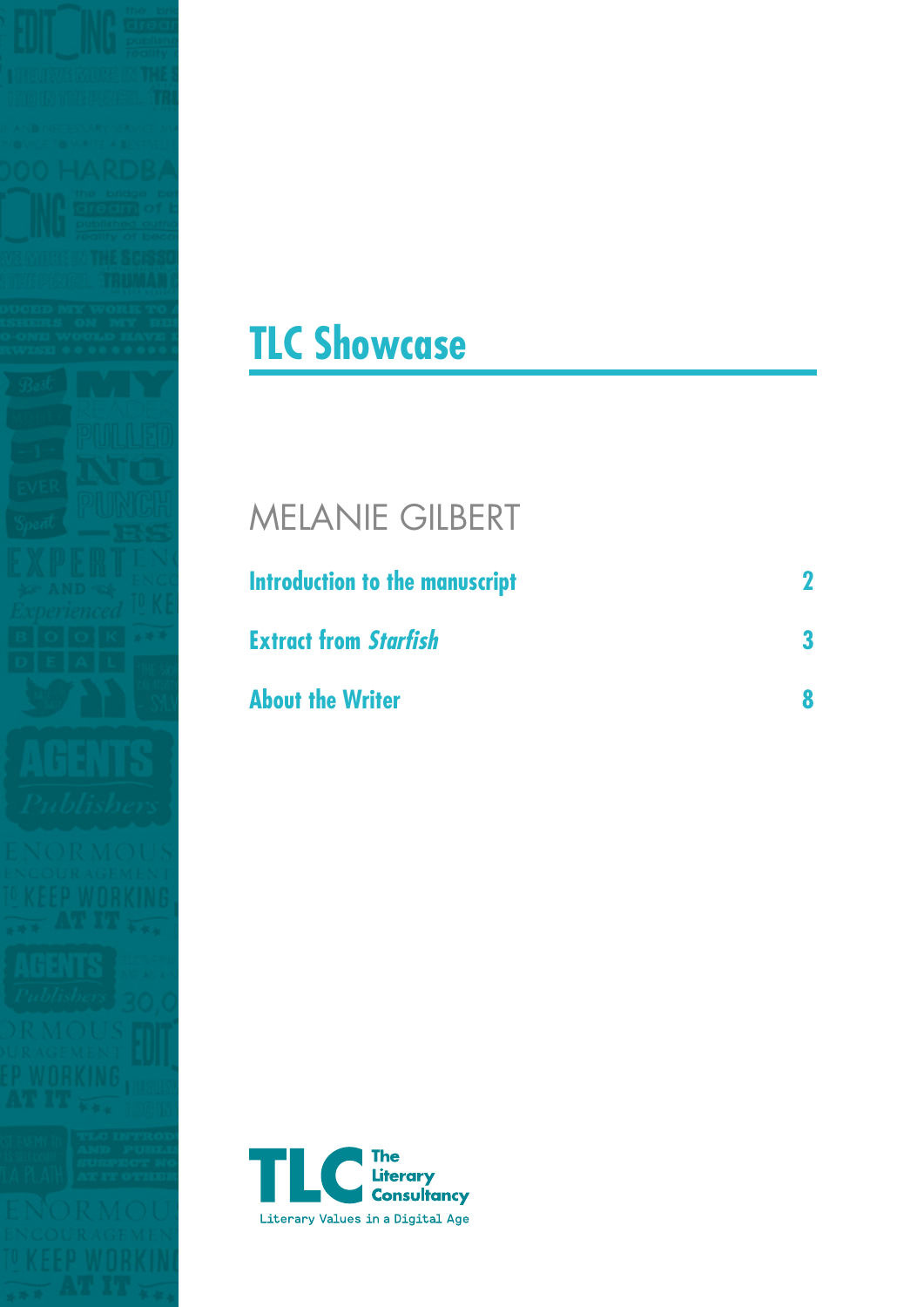# TLC Showcase

## MELANIE GILBERT

| | |
|---|---|
| **Introduction to the manuscript** | **2** |
| **Extract from *Starfish*** | **3** |
| **About the Writer** | **8** |

The Literary Consultancy

Literary Values in a Digital Age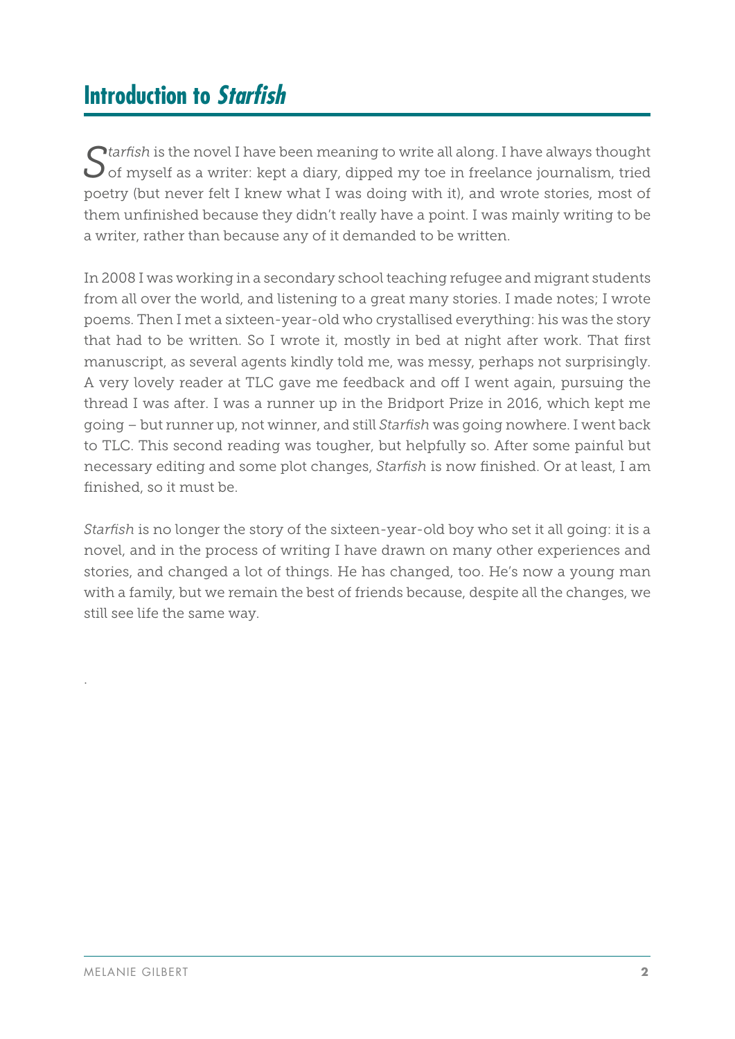## Introduction to *Starfish*

*Starfish* is the novel I have been meaning to write all along. I have always thought of myself as a writer: kept a diary, dipped my toe in freelance journalism, tried poetry (but never felt I knew what I was doing with it), and wrote stories, most of them unfinished because they didn't really have a point. I was mainly writing to be a writer, rather than because any of it demanded to be written.

In 2008 I was working in a secondary school teaching refugee and migrant students from all over the world, and listening to a great many stories. I made notes; I wrote poems. Then I met a sixteen-year-old who crystallised everything: his was the story that had to be written. So I wrote it, mostly in bed at night after work. That first manuscript, as several agents kindly told me, was messy, perhaps not surprisingly. A very lovely reader at TLC gave me feedback and off I went again, pursuing the thread I was after. I was a runner up in the Bridport Prize in 2016, which kept me going – but runner up, not winner, and still *Starfish* was going nowhere. I went back to TLC. This second reading was tougher, but helpfully so. After some painful but necessary editing and some plot changes, *Starfish* is now finished. Or at least, I am finished, so it must be.

*Starfish* is no longer the story of the sixteen-year-old boy who set it all going: it is a novel, and in the process of writing I have drawn on many other experiences and stories, and changed a lot of things. He has changed, too. He's now a young man with a family, but we remain the best of friends because, despite all the changes, we still see life the same way.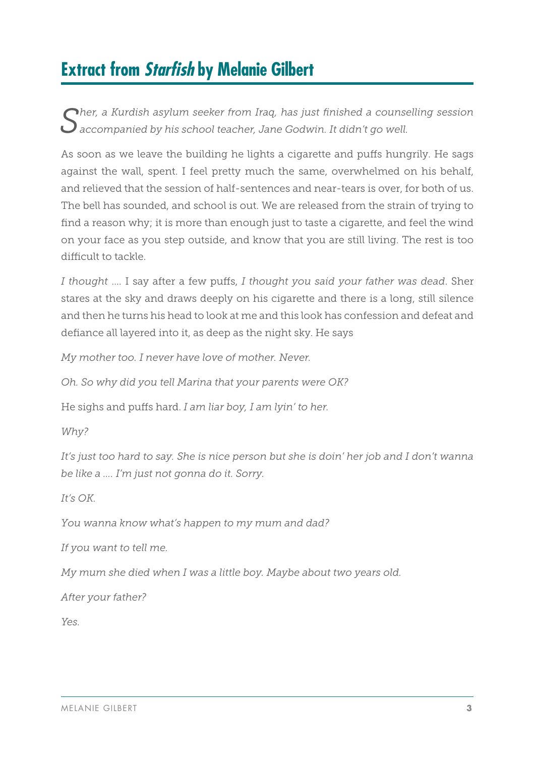## Extract from *Starfish* by Melanie Gilbert

*Sher, a Kurdish asylum seeker from Iraq, has just finished a counselling session accompanied by his school teacher, Jane Godwin. It didn't go well.*

As soon as we leave the building he lights a cigarette and puffs hungrily. He sags against the wall, spent. I feel pretty much the same, overwhelmed on his behalf, and relieved that the session of half-sentences and near-tears is over, for both of us. The bell has sounded, and school is out. We are released from the strain of trying to find a reason why; it is more than enough just to taste a cigarette, and feel the wind on your face as you step outside, and know that you are still living. The rest is too difficult to tackle.

*I thought* .... I say after a few puffs, *I thought you said your father was dead*. Sher stares at the sky and draws deeply on his cigarette and there is a long, still silence and then he turns his head to look at me and this look has confession and defeat and defiance all layered into it, as deep as the night sky. He says

*My mother too. I never have love of mother. Never.*

*Oh. So why did you tell Marina that your parents were OK?*

He sighs and puffs hard. *I am liar boy, I am lyin' to her.*

*Why?*

*It's just too hard to say. She is nice person but she is doin' her job and I don't wanna be like a .... I'm just not gonna do it. Sorry.*

*It's OK.*

*You wanna know what's happen to my mum and dad?*

*If you want to tell me.*

*My mum she died when I was a little boy. Maybe about two years old.*

*After your father?*

*Yes.*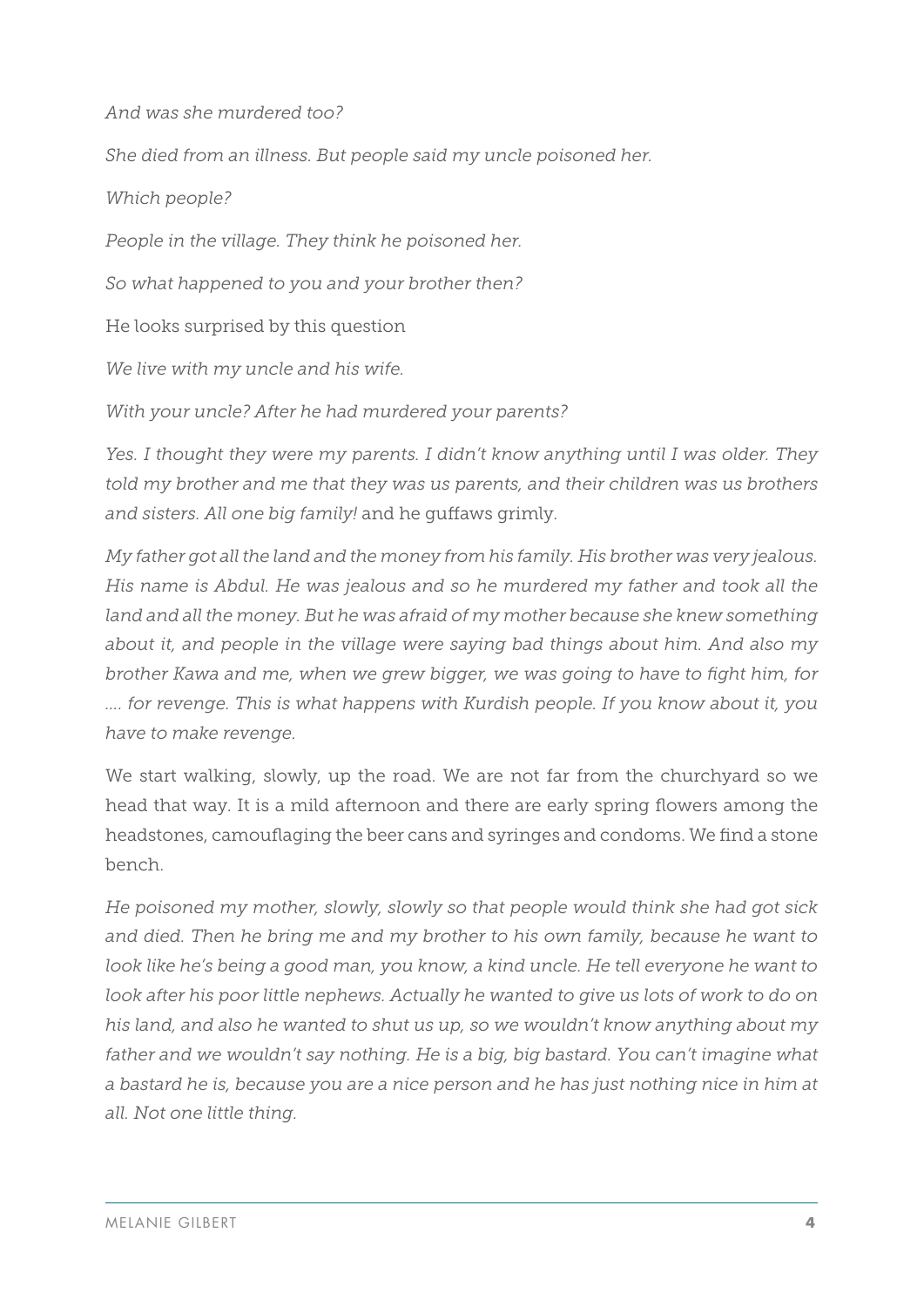*And was she murdered too?*

*She died from an illness. But people said my uncle poisoned her.*

*Which people?*

*People in the village. They think he poisoned her.*

*So what happened to you and your brother then?*

He looks surprised by this question

*We live with my uncle and his wife.*

*With your uncle? After he had murdered your parents?*

*Yes. I thought they were my parents. I didn't know anything until I was older. They told my brother and me that they was us parents, and their children was us brothers and sisters. All one big family!* and he guffaws grimly.

*My father got all the land and the money from his family. His brother was very jealous. His name is Abdul. He was jealous and so he murdered my father and took all the land and all the money. But he was afraid of my mother because she knew something about it, and people in the village were saying bad things about him. And also my brother Kawa and me, when we grew bigger, we was going to have to fight him, for …. for revenge. This is what happens with Kurdish people. If you know about it, you have to make revenge.*

We start walking, slowly, up the road. We are not far from the churchyard so we head that way. It is a mild afternoon and there are early spring flowers among the headstones, camouflaging the beer cans and syringes and condoms. We find a stone bench.

*He poisoned my mother, slowly, slowly so that people would think she had got sick and died. Then he bring me and my brother to his own family, because he want to look like he's being a good man, you know, a kind uncle. He tell everyone he want to look after his poor little nephews. Actually he wanted to give us lots of work to do on his land, and also he wanted to shut us up, so we wouldn't know anything about my father and we wouldn't say nothing. He is a big, big bastard. You can't imagine what a bastard he is, because you are a nice person and he has just nothing nice in him at all. Not one little thing.*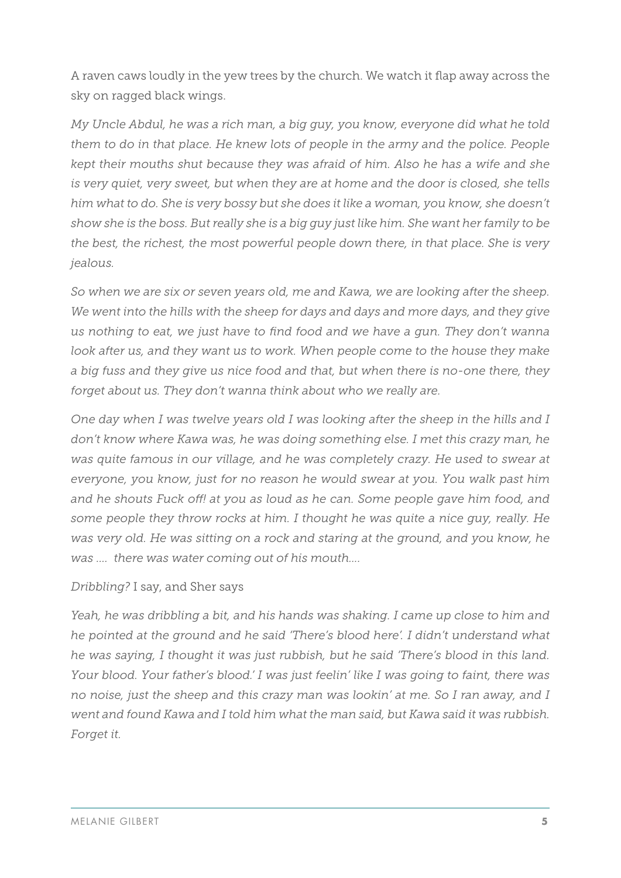A raven caws loudly in the yew trees by the church. We watch it flap away across the sky on ragged black wings.

*My Uncle Abdul, he was a rich man, a big guy, you know, everyone did what he told them to do in that place. He knew lots of people in the army and the police. People kept their mouths shut because they was afraid of him. Also he has a wife and she is very quiet, very sweet, but when they are at home and the door is closed, she tells him what to do. She is very bossy but she does it like a woman, you know, she doesn't show she is the boss. But really she is a big guy just like him. She want her family to be the best, the richest, the most powerful people down there, in that place. She is very jealous.*

*So when we are six or seven years old, me and Kawa, we are looking after the sheep. We went into the hills with the sheep for days and days and more days, and they give us nothing to eat, we just have to find food and we have a gun. They don't wanna look after us, and they want us to work. When people come to the house they make a big fuss and they give us nice food and that, but when there is no-one there, they forget about us. They don't wanna think about who we really are.*

*One day when I was twelve years old I was looking after the sheep in the hills and I don't know where Kawa was, he was doing something else. I met this crazy man, he was quite famous in our village, and he was completely crazy. He used to swear at everyone, you know, just for no reason he would swear at you. You walk past him and he shouts Fuck off! at you as loud as he can. Some people gave him food, and some people they throw rocks at him. I thought he was quite a nice guy, really. He was very old. He was sitting on a rock and staring at the ground, and you know, he was .... there was water coming out of his mouth....*

*Dribbling?* I say, and Sher says

*Yeah, he was dribbling a bit, and his hands was shaking. I came up close to him and he pointed at the ground and he said 'There's blood here'. I didn't understand what he was saying, I thought it was just rubbish, but he said 'There's blood in this land. Your blood. Your father's blood.' I was just feelin' like I was going to faint, there was no noise, just the sheep and this crazy man was lookin' at me. So I ran away, and I went and found Kawa and I told him what the man said, but Kawa said it was rubbish. Forget it.*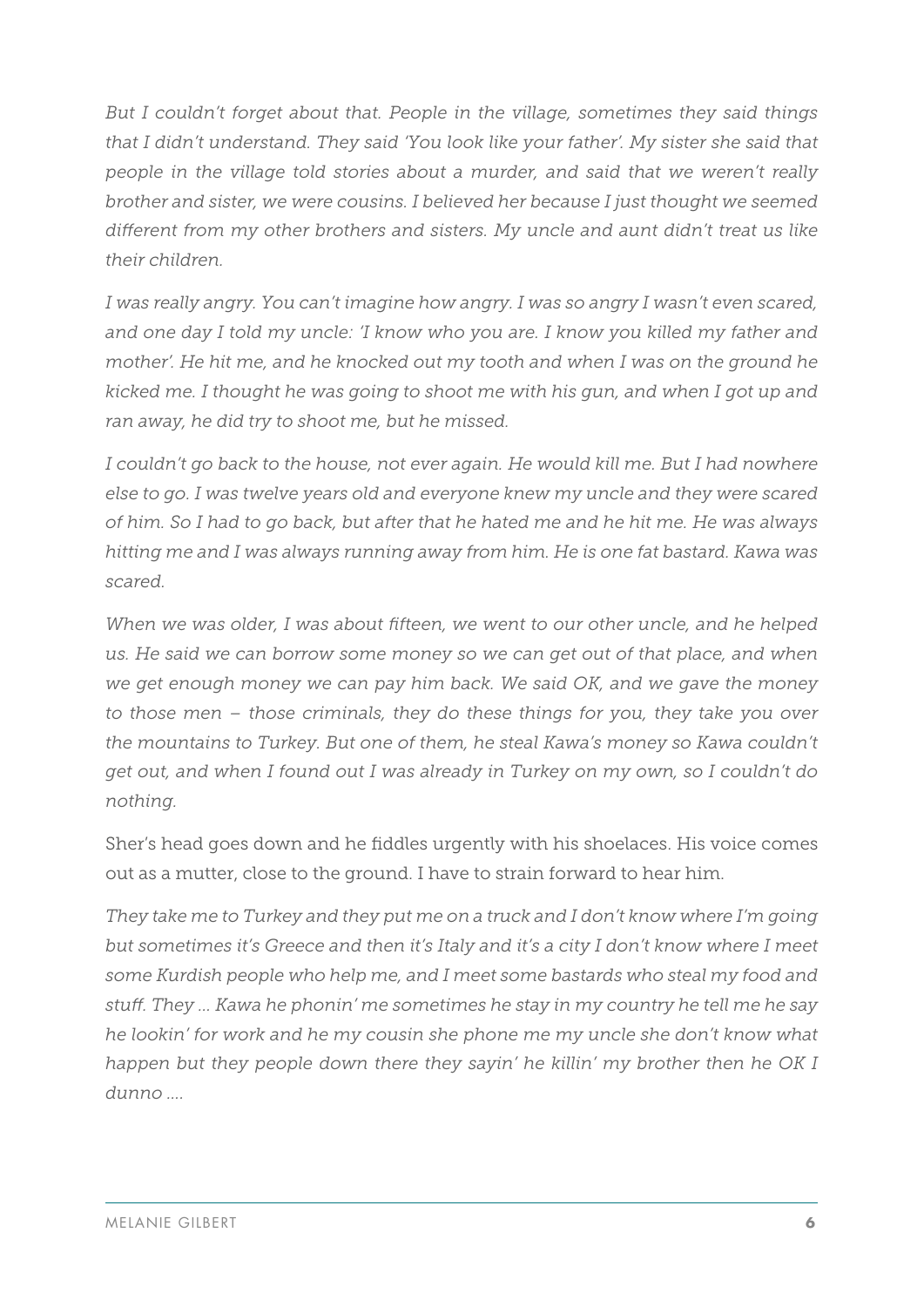*But I couldn't forget about that. People in the village, sometimes they said things that I didn't understand. They said 'You look like your father'. My sister she said that people in the village told stories about a murder, and said that we weren't really brother and sister, we were cousins. I believed her because I just thought we seemed different from my other brothers and sisters. My uncle and aunt didn't treat us like their children.*

*I was really angry. You can't imagine how angry. I was so angry I wasn't even scared, and one day I told my uncle: 'I know who you are. I know you killed my father and mother'. He hit me, and he knocked out my tooth and when I was on the ground he kicked me. I thought he was going to shoot me with his gun, and when I got up and ran away, he did try to shoot me, but he missed.*

*I couldn't go back to the house, not ever again. He would kill me. But I had nowhere else to go. I was twelve years old and everyone knew my uncle and they were scared of him. So I had to go back, but after that he hated me and he hit me. He was always hitting me and I was always running away from him. He is one fat bastard. Kawa was scared.*

*When we was older, I was about fifteen, we went to our other uncle, and he helped us. He said we can borrow some money so we can get out of that place, and when we get enough money we can pay him back. We said OK, and we gave the money to those men – those criminals, they do these things for you, they take you over the mountains to Turkey. But one of them, he steal Kawa's money so Kawa couldn't get out, and when I found out I was already in Turkey on my own, so I couldn't do nothing.*

Sher's head goes down and he fiddles urgently with his shoelaces. His voice comes out as a mutter, close to the ground. I have to strain forward to hear him.

*They take me to Turkey and they put me on a truck and I don't know where I'm going but sometimes it's Greece and then it's Italy and it's a city I don't know where I meet some Kurdish people who help me, and I meet some bastards who steal my food and stuff. They ... Kawa he phonin' me sometimes he stay in my country he tell me he say he lookin' for work and he my cousin she phone me my uncle she don't know what happen but they people down there they sayin' he killin' my brother then he OK I dunno ....*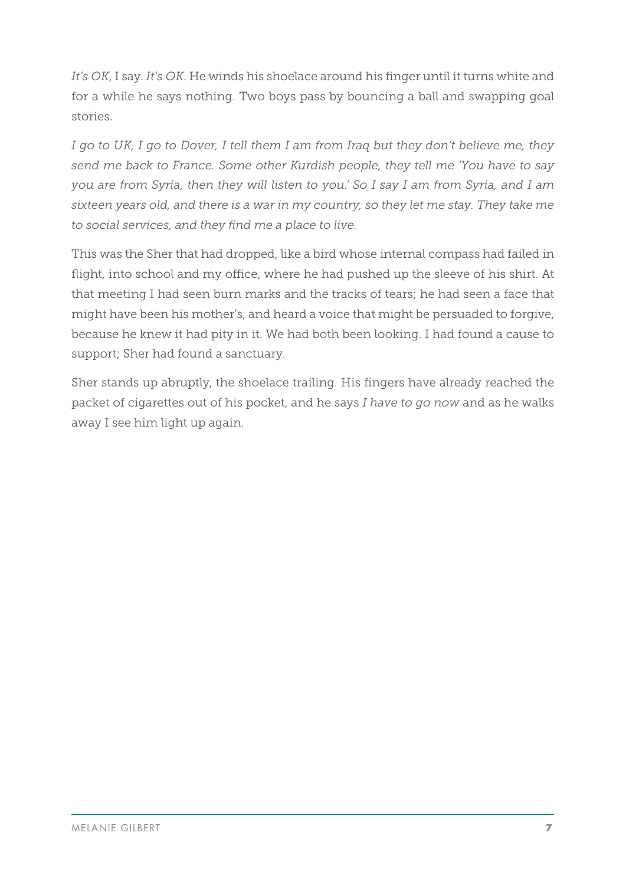*It's OK*, I say. *It's OK*. He winds his shoelace around his finger until it turns white and for a while he says nothing. Two boys pass by bouncing a ball and swapping goal stories.

*I go to UK, I go to Dover, I tell them I am from Iraq but they don't believe me, they send me back to France. Some other Kurdish people, they tell me 'You have to say you are from Syria, then they will listen to you.' So I say I am from Syria, and I am sixteen years old, and there is a war in my country, so they let me stay. They take me to social services, and they find me a place to live.*

This was the Sher that had dropped, like a bird whose internal compass had failed in flight, into school and my office, where he had pushed up the sleeve of his shirt. At that meeting I had seen burn marks and the tracks of tears; he had seen a face that might have been his mother's, and heard a voice that might be persuaded to forgive, because he knew it had pity in it. We had both been looking. I had found a cause to support; Sher had found a sanctuary.

Sher stands up abruptly, the shoelace trailing. His fingers have already reached the packet of cigarettes out of his pocket, and he says *I have to go now* and as he walks away I see him light up again.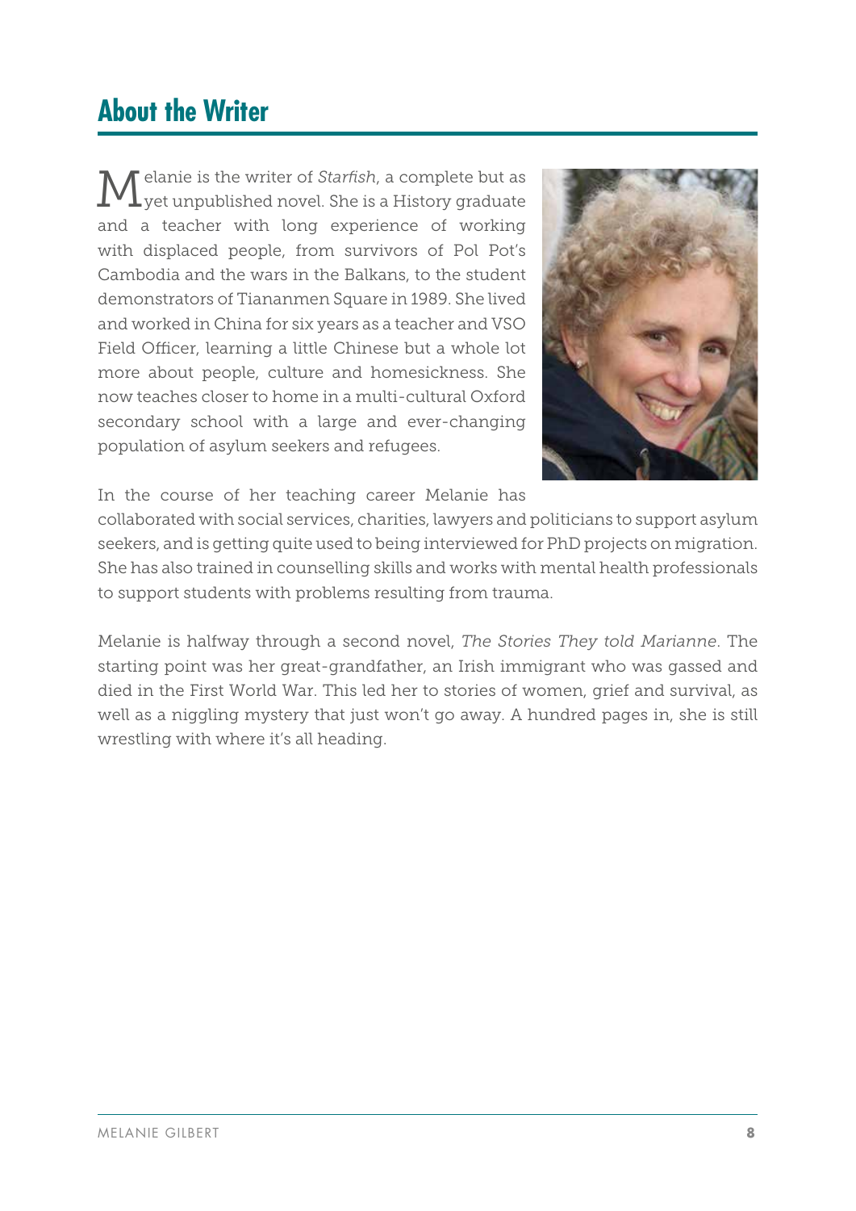## About the Writer

Melanie is the writer of *Starfish*, a complete but as yet unpublished novel. She is a History graduate and a teacher with long experience of working with displaced people, from survivors of Pol Pot's Cambodia and the wars in the Balkans, to the student demonstrators of Tiananmen Square in 1989. She lived and worked in China for six years as a teacher and VSO Field Officer, learning a little Chinese but a whole lot more about people, culture and homesickness. She now teaches closer to home in a multi-cultural Oxford secondary school with a large and ever-changing population of asylum seekers and refugees.

In the course of her teaching career Melanie has collaborated with social services, charities, lawyers and politicians to support asylum seekers, and is getting quite used to being interviewed for PhD projects on migration. She has also trained in counselling skills and works with mental health professionals to support students with problems resulting from trauma.

Melanie is halfway through a second novel, *The Stories They told Marianne*. The starting point was her great-grandfather, an Irish immigrant who was gassed and died in the First World War. This led her to stories of women, grief and survival, as well as a niggling mystery that just won't go away. A hundred pages in, she is still wrestling with where it's all heading.